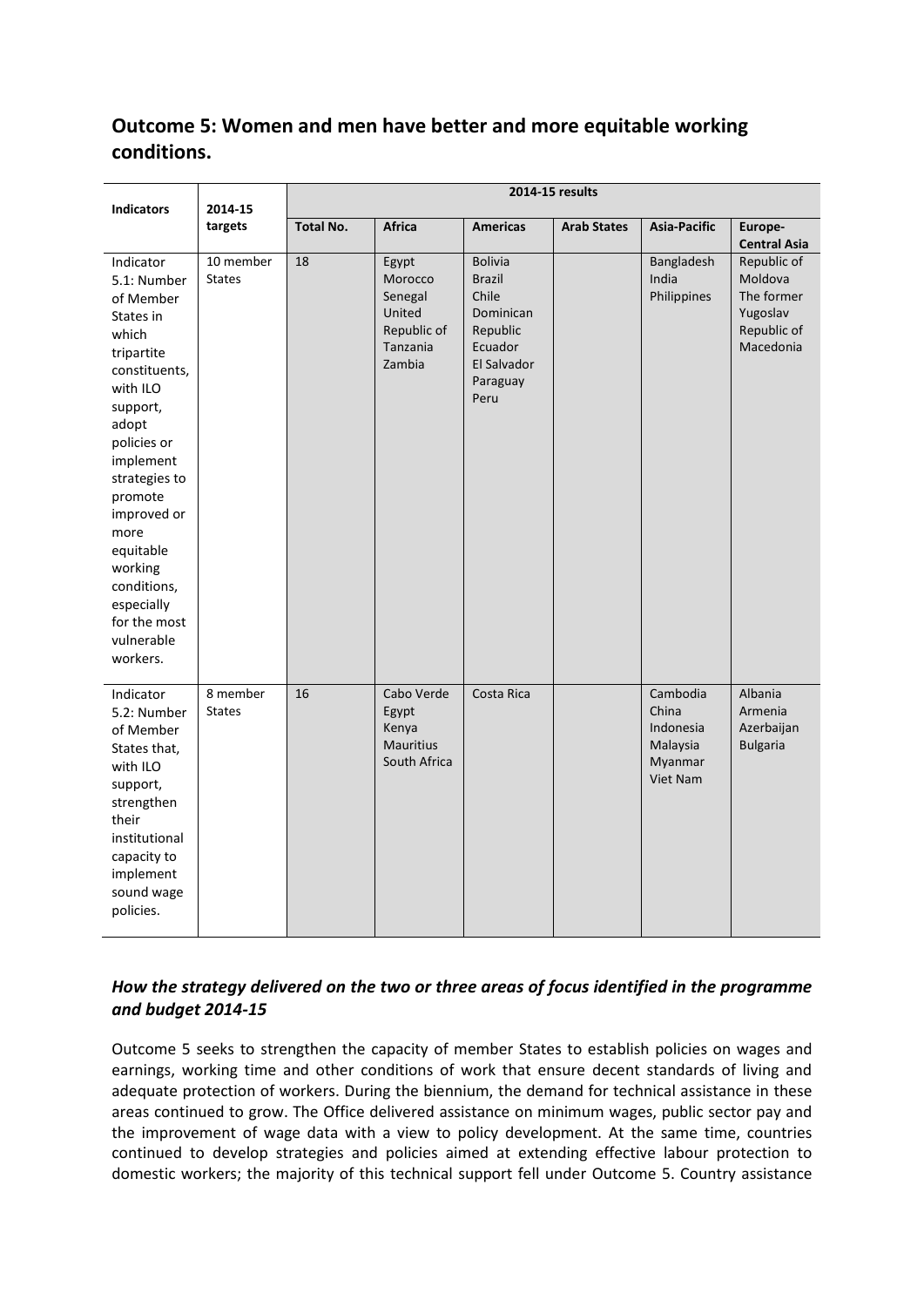## Outcome 5: Women and men have better and more equitable working conditions.

| Indicators | 2014-15 targets | 2014-15 results | | | | | |
|---|---|---|---|---|---|---|---|
| | | Total No. | Africa | Americas | Arab States | Asia-Pacific | Europe-Central Asia |
| Indicator 5.1: Number of Member States in which tripartite constituents, with ILO support, adopt policies or implement strategies to promote improved or more equitable working conditions, especially for the most vulnerable workers. | 10 member States | 18 | Egypt<br>Morocco<br>Senegal<br>United Republic of Tanzania<br>Zambia | Bolivia<br>Brazil<br>Chile<br>Dominican Republic<br>Ecuador<br>El Salvador<br>Paraguay<br>Peru | | Bangladesh<br>India<br>Philippines | Republic of Moldova<br>The former Yugoslav Republic of Macedonia |
| Indicator 5.2: Number of Member States that, with ILO support, strengthen their institutional capacity to implement sound wage policies. | 8 member States | 16 | Cabo Verde<br>Egypt<br>Kenya<br>Mauritius<br>South Africa | Costa Rica | | Cambodia<br>China<br>Indonesia<br>Malaysia<br>Myanmar<br>Viet Nam | Albania<br>Armenia<br>Azerbaijan<br>Bulgaria |

### *How the strategy delivered on the two or three areas of focus identified in the programme and budget 2014-15*

Outcome 5 seeks to strengthen the capacity of member States to establish policies on wages and earnings, working time and other conditions of work that ensure decent standards of living and adequate protection of workers. During the biennium, the demand for technical assistance in these areas continued to grow. The Office delivered assistance on minimum wages, public sector pay and the improvement of wage data with a view to policy development. At the same time, countries continued to develop strategies and policies aimed at extending effective labour protection to domestic workers; the majority of this technical support fell under Outcome 5. Country assistance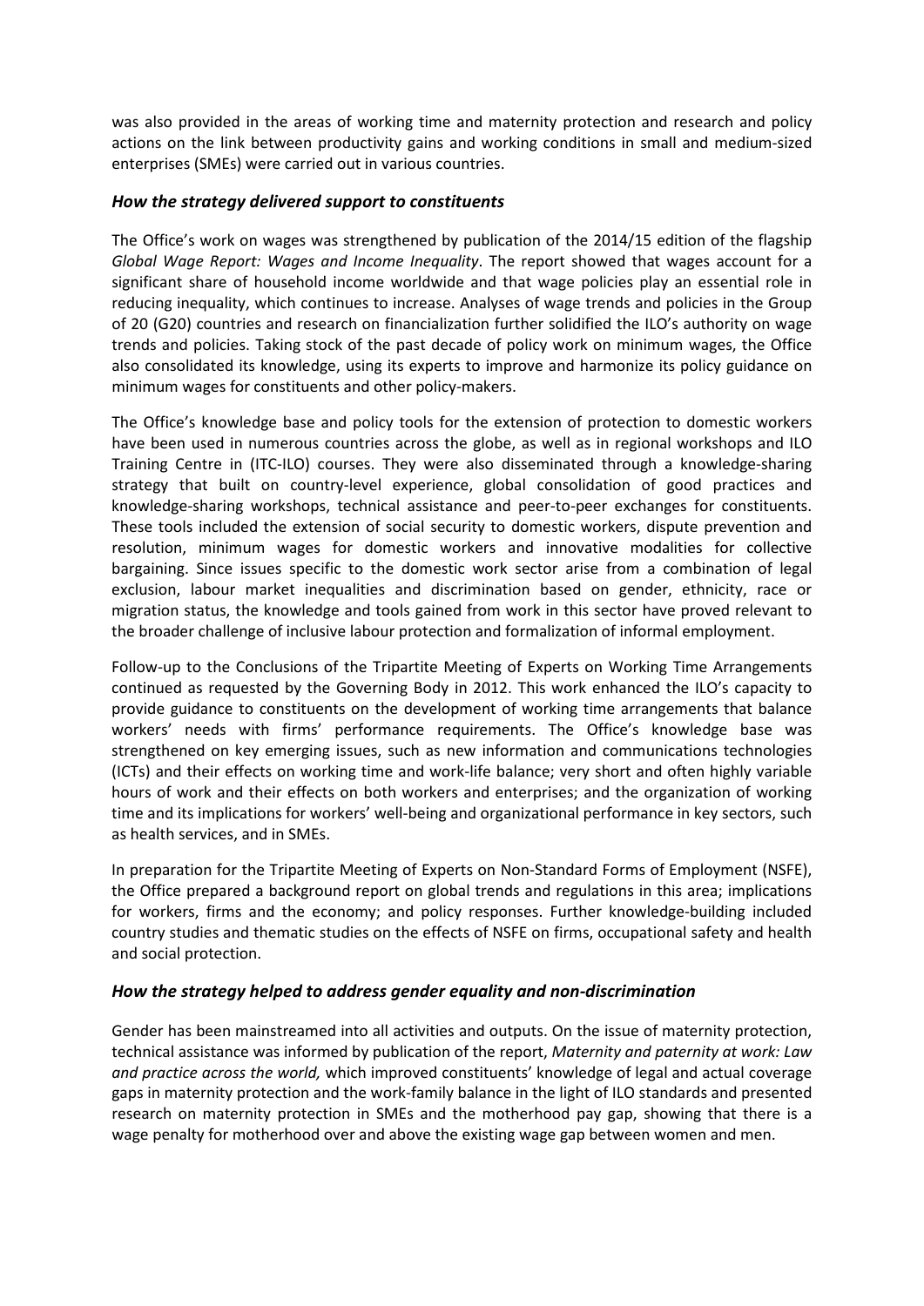was also provided in the areas of working time and maternity protection and research and policy actions on the link between productivity gains and working conditions in small and medium-sized enterprises (SMEs) were carried out in various countries.

### *How the strategy delivered support to constituents*

The Office's work on wages was strengthened by publication of the 2014/15 edition of the flagship *Global Wage Report: Wages and Income Inequality*. The report showed that wages account for a significant share of household income worldwide and that wage policies play an essential role in reducing inequality, which continues to increase. Analyses of wage trends and policies in the Group of 20 (G20) countries and research on financialization further solidified the ILO's authority on wage trends and policies. Taking stock of the past decade of policy work on minimum wages, the Office also consolidated its knowledge, using its experts to improve and harmonize its policy guidance on minimum wages for constituents and other policy-makers.

The Office's knowledge base and policy tools for the extension of protection to domestic workers have been used in numerous countries across the globe, as well as in regional workshops and ILO Training Centre in (ITC-ILO) courses. They were also disseminated through a knowledge-sharing strategy that built on country-level experience, global consolidation of good practices and knowledge-sharing workshops, technical assistance and peer-to-peer exchanges for constituents. These tools included the extension of social security to domestic workers, dispute prevention and resolution, minimum wages for domestic workers and innovative modalities for collective bargaining. Since issues specific to the domestic work sector arise from a combination of legal exclusion, labour market inequalities and discrimination based on gender, ethnicity, race or migration status, the knowledge and tools gained from work in this sector have proved relevant to the broader challenge of inclusive labour protection and formalization of informal employment.

Follow-up to the Conclusions of the Tripartite Meeting of Experts on Working Time Arrangements continued as requested by the Governing Body in 2012. This work enhanced the ILO's capacity to provide guidance to constituents on the development of working time arrangements that balance workers' needs with firms' performance requirements. The Office's knowledge base was strengthened on key emerging issues, such as new information and communications technologies (ICTs) and their effects on working time and work-life balance; very short and often highly variable hours of work and their effects on both workers and enterprises; and the organization of working time and its implications for workers' well-being and organizational performance in key sectors, such as health services, and in SMEs.

In preparation for the Tripartite Meeting of Experts on Non-Standard Forms of Employment (NSFE), the Office prepared a background report on global trends and regulations in this area; implications for workers, firms and the economy; and policy responses. Further knowledge-building included country studies and thematic studies on the effects of NSFE on firms, occupational safety and health and social protection.

### *How the strategy helped to address gender equality and non-discrimination*

Gender has been mainstreamed into all activities and outputs. On the issue of maternity protection, technical assistance was informed by publication of the report, *Maternity and paternity at work: Law and practice across the world,* which improved constituents' knowledge of legal and actual coverage gaps in maternity protection and the work-family balance in the light of ILO standards and presented research on maternity protection in SMEs and the motherhood pay gap, showing that there is a wage penalty for motherhood over and above the existing wage gap between women and men.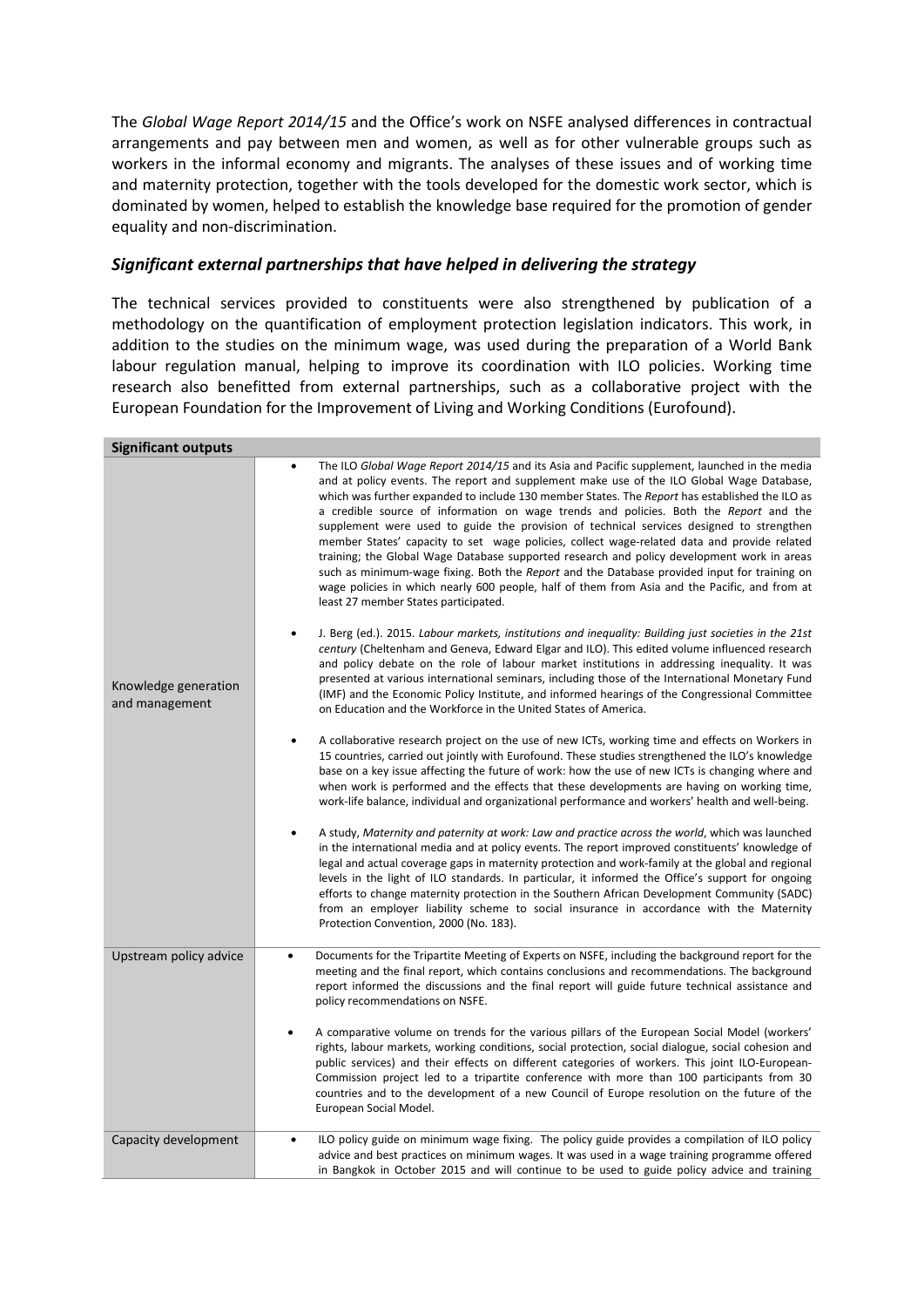The *Global Wage Report 2014/15* and the Office's work on NSFE analysed differences in contractual arrangements and pay between men and women, as well as for other vulnerable groups such as workers in the informal economy and migrants. The analyses of these issues and of working time and maternity protection, together with the tools developed for the domestic work sector, which is dominated by women, helped to establish the knowledge base required for the promotion of gender equality and non-discrimination.

### *Significant external partnerships that have helped in delivering the strategy*

The technical services provided to constituents were also strengthened by publication of a methodology on the quantification of employment protection legislation indicators. This work, in addition to the studies on the minimum wage, was used during the preparation of a World Bank labour regulation manual, helping to improve its coordination with ILO policies. Working time research also benefitted from external partnerships, such as a collaborative project with the European Foundation for the Improvement of Living and Working Conditions (Eurofound).

| **Significant outputs** | |
|---|---|
| Knowledge generation and management | • The ILO *Global Wage Report 2014/15* and its Asia and Pacific supplement, launched in the media and at policy events. The report and supplement make use of the ILO Global Wage Database, which was further expanded to include 130 member States. The *Report* has established the ILO as a credible source of information on wage trends and policies. Both the *Report* and the supplement were used to guide the provision of technical services designed to strengthen member States' capacity to set wage policies, collect wage-related data and provide related training; the Global Wage Database supported research and policy development work in areas such as minimum-wage fixing. Both the *Report* and the Database provided input for training on wage policies in which nearly 600 people, half of them from Asia and the Pacific, and from at least 27 member States participated.<br><br>• J. Berg (ed.). 2015. *Labour markets, institutions and inequality: Building just societies in the 21st century* (Cheltenham and Geneva, Edward Elgar and ILO). This edited volume influenced research and policy debate on the role of labour market institutions in addressing inequality. It was presented at various international seminars, including those of the International Monetary Fund (IMF) and the Economic Policy Institute, and informed hearings of the Congressional Committee on Education and the Workforce in the United States of America.<br><br>• A collaborative research project on the use of new ICTs, working time and effects on Workers in 15 countries, carried out jointly with Eurofound. These studies strengthened the ILO's knowledge base on a key issue affecting the future of work: how the use of new ICTs is changing where and when work is performed and the effects that these developments are having on working time, work-life balance, individual and organizational performance and workers' health and well-being.<br><br>• A study, *Maternity and paternity at work: Law and practice across the world*, which was launched in the international media and at policy events. The report improved constituents' knowledge of legal and actual coverage gaps in maternity protection and work-family at the global and regional levels in the light of ILO standards. In particular, it informed the Office's support for ongoing efforts to change maternity protection in the Southern African Development Community (SADC) from an employer liability scheme to social insurance in accordance with the Maternity Protection Convention, 2000 (No. 183). |
| Upstream policy advice | • Documents for the Tripartite Meeting of Experts on NSFE, including the background report for the meeting and the final report, which contains conclusions and recommendations. The background report informed the discussions and the final report will guide future technical assistance and policy recommendations on NSFE.<br><br>• A comparative volume on trends for the various pillars of the European Social Model (workers' rights, labour markets, working conditions, social protection, social dialogue, social cohesion and public services) and their effects on different categories of workers. This joint ILO-European-Commission project led to a tripartite conference with more than 100 participants from 30 countries and to the development of a new Council of Europe resolution on the future of the European Social Model. |
| Capacity development | • ILO policy guide on minimum wage fixing. The policy guide provides a compilation of ILO policy advice and best practices on minimum wages. It was used in a wage training programme offered in Bangkok in October 2015 and will continue to be used to guide policy advice and training |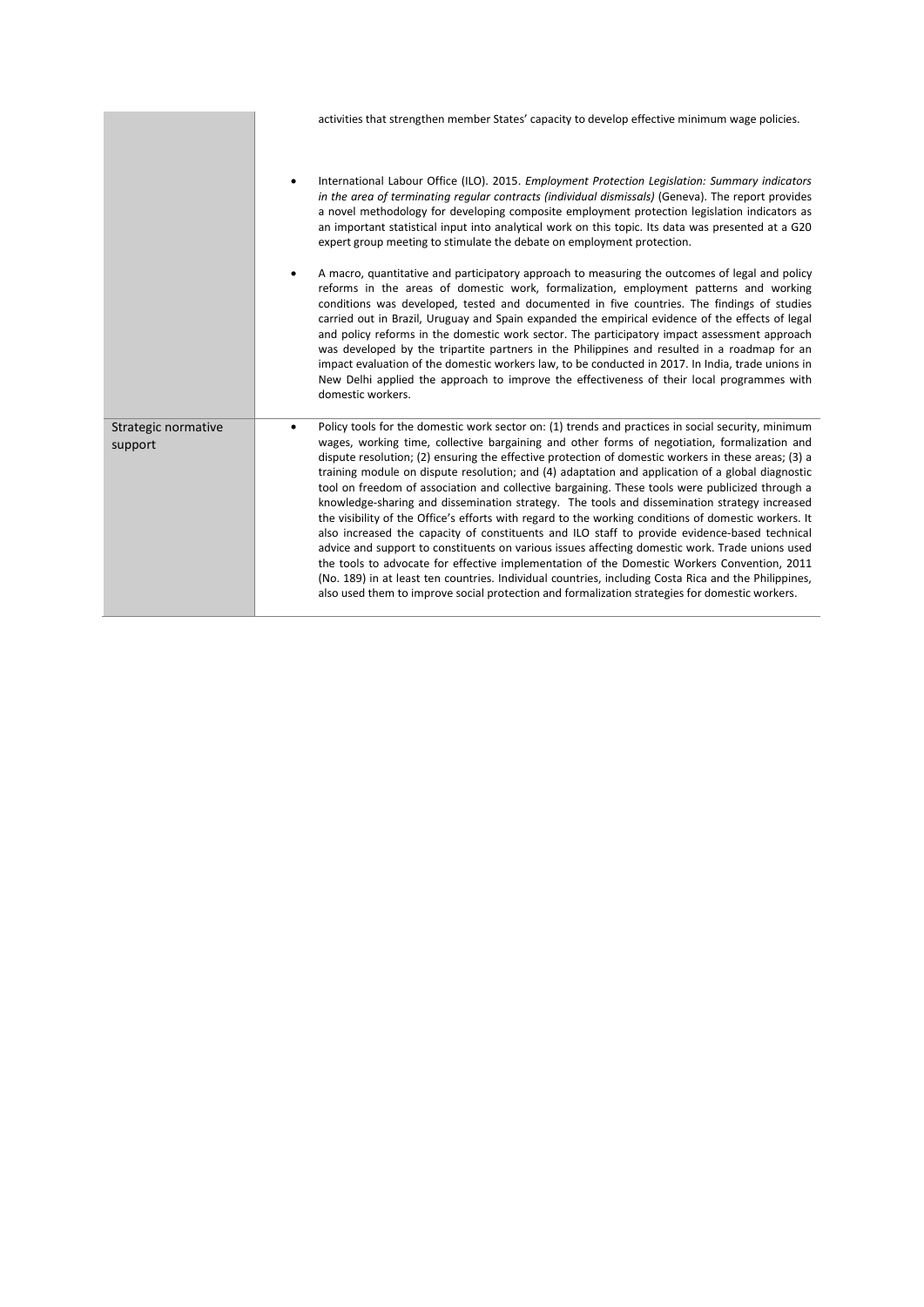| | |
|---|---|
| | activities that strengthen member States' capacity to develop effective minimum wage policies.<br><br>• International Labour Office (ILO). 2015. *Employment Protection Legislation: Summary indicators in the area of terminating regular contracts (individual dismissals)* (Geneva). The report provides a novel methodology for developing composite employment protection legislation indicators as an important statistical input into analytical work on this topic. Its data was presented at a G20 expert group meeting to stimulate the debate on employment protection.<br><br>• A macro, quantitative and participatory approach to measuring the outcomes of legal and policy reforms in the areas of domestic work, formalization, employment patterns and working conditions was developed, tested and documented in five countries. The findings of studies carried out in Brazil, Uruguay and Spain expanded the empirical evidence of the effects of legal and policy reforms in the domestic work sector. The participatory impact assessment approach was developed by the tripartite partners in the Philippines and resulted in a roadmap for an impact evaluation of the domestic workers law, to be conducted in 2017. In India, trade unions in New Delhi applied the approach to improve the effectiveness of their local programmes with domestic workers. |
| Strategic normative support | • Policy tools for the domestic work sector on: (1) trends and practices in social security, minimum wages, working time, collective bargaining and other forms of negotiation, formalization and dispute resolution; (2) ensuring the effective protection of domestic workers in these areas; (3) a training module on dispute resolution; and (4) adaptation and application of a global diagnostic tool on freedom of association and collective bargaining. These tools were publicized through a knowledge-sharing and dissemination strategy. The tools and dissemination strategy increased the visibility of the Office's efforts with regard to the working conditions of domestic workers. It also increased the capacity of constituents and ILO staff to provide evidence-based technical advice and support to constituents on various issues affecting domestic work. Trade unions used the tools to advocate for effective implementation of the Domestic Workers Convention, 2011 (No. 189) in at least ten countries. Individual countries, including Costa Rica and the Philippines, also used them to improve social protection and formalization strategies for domestic workers. |